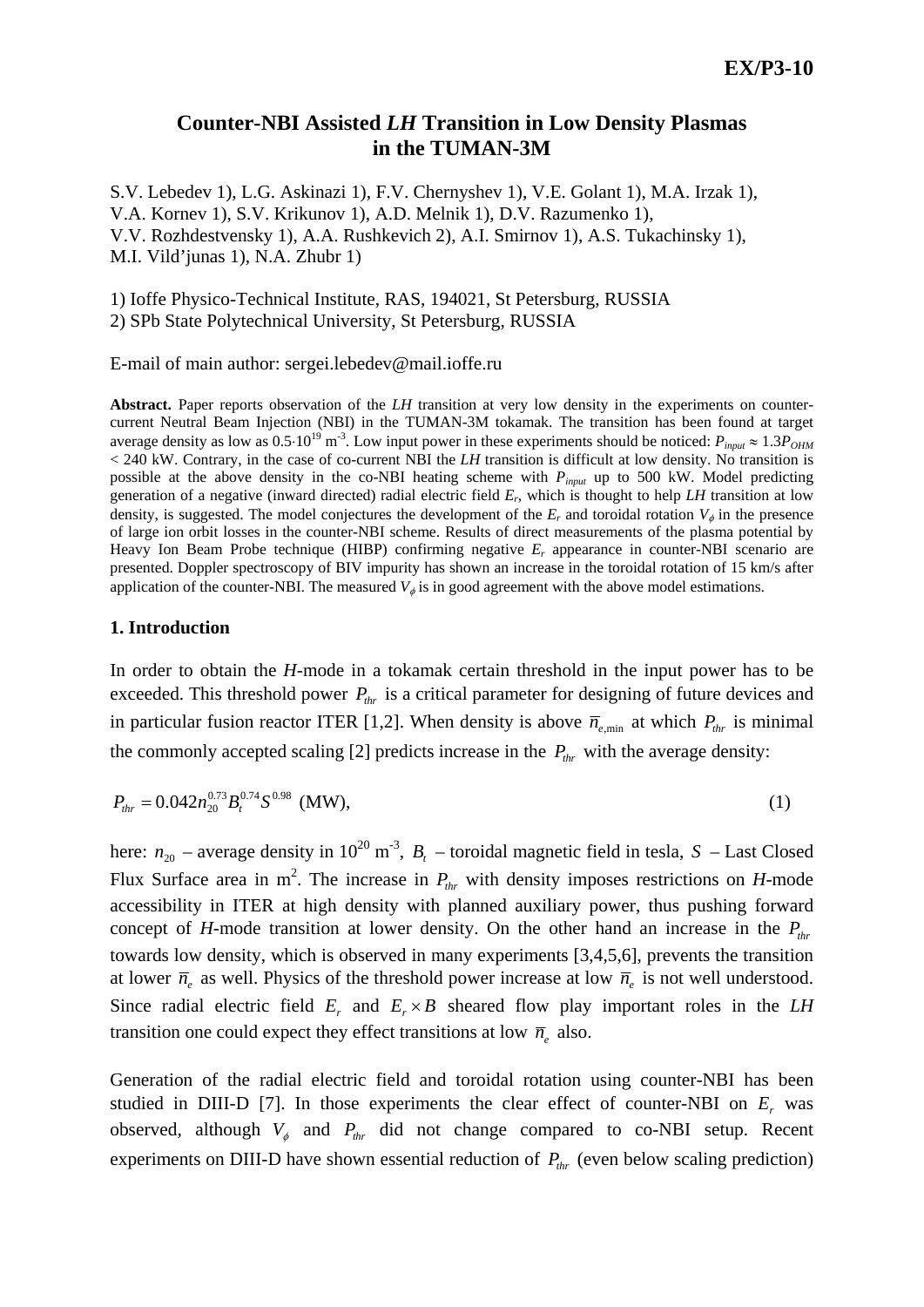EX/P3-10

# Counter-NBI Assisted *LH* Transition in Low Density Plasmas in the TUMAN-3M

S.V. Lebedev 1), L.G. Askinazi 1), F.V. Chernyshev 1), V.E. Golant 1), M.A. Irzak 1), V.A. Kornev 1), S.V. Krikunov 1), A.D. Melnik 1), D.V. Razumenko 1), V.V. Rozhdestvensky 1), A.A. Rushkevich 2), A.I. Smirnov 1), A.S. Tukachinsky 1), M.I. Vild'junas 1), N.A. Zhubr 1)

1) Ioffe Physico-Technical Institute, RAS, 194021, St Petersburg, RUSSIA
2) SPb State Polytechnical University, St Petersburg, RUSSIA

E-mail of main author: sergei.lebedev@mail.ioffe.ru

**Abstract.** Paper reports observation of the *LH* transition at very low density in the experiments on counter-current Neutral Beam Injection (NBI) in the TUMAN-3M tokamak. The transition has been found at target average density as low as $0.5{\cdot}10^{19}$ m$^{-3}$. Low input power in these experiments should be noticed: $P_{input} \approx 1.3P_{OHM} < 240$ kW. Contrary, in the case of co-current NBI the *LH* transition is difficult at low density. No transition is possible at the above density in the co-NBI heating scheme with $P_{input}$ up to 500 kW. Model predicting generation of a negative (inward directed) radial electric field $E_r$, which is thought to help *LH* transition at low density, is suggested. The model conjectures the development of the $E_r$ and toroidal rotation $V_\phi$ in the presence of large ion orbit losses in the counter-NBI scheme. Results of direct measurements of the plasma potential by Heavy Ion Beam Probe technique (HIBP) confirming negative $E_r$ appearance in counter-NBI scenario are presented. Doppler spectroscopy of BIV impurity has shown an increase in the toroidal rotation of 15 km/s after application of the counter-NBI. The measured $V_\phi$ is in good agreement with the above model estimations.

## 1. Introduction

In order to obtain the *H*-mode in a tokamak certain threshold in the input power has to be exceeded. This threshold power $P_{thr}$ is a critical parameter for designing of future devices and in particular fusion reactor ITER [1,2]. When density is above $\bar{n}_{e,\min}$ at which $P_{thr}$ is minimal the commonly accepted scaling [2] predicts increase in the $P_{thr}$ with the average density:

$$P_{thr} = 0.042 n_{20}^{0.73} B_t^{0.74} S^{0.98} \text{ (MW)}, \tag{1}$$

here: $n_{20}$ – average density in $10^{20}$ m$^{-3}$, $B_t$ – toroidal magnetic field in tesla, $S$ – Last Closed Flux Surface area in m$^2$. The increase in $P_{thr}$ with density imposes restrictions on *H*-mode accessibility in ITER at high density with planned auxiliary power, thus pushing forward concept of *H*-mode transition at lower density. On the other hand an increase in the $P_{thr}$ towards low density, which is observed in many experiments [3,4,5,6], prevents the transition at lower $\bar{n}_e$ as well. Physics of the threshold power increase at low $\bar{n}_e$ is not well understood. Since radial electric field $E_r$ and $E_r \times B$ sheared flow play important roles in the *LH* transition one could expect they effect transitions at low $\bar{n}_e$ also.

Generation of the radial electric field and toroidal rotation using counter-NBI has been studied in DIII-D [7]. In those experiments the clear effect of counter-NBI on $E_r$ was observed, although $V_\phi$ and $P_{thr}$ did not change compared to co-NBI setup. Recent experiments on DIII-D have shown essential reduction of $P_{thr}$ (even below scaling prediction)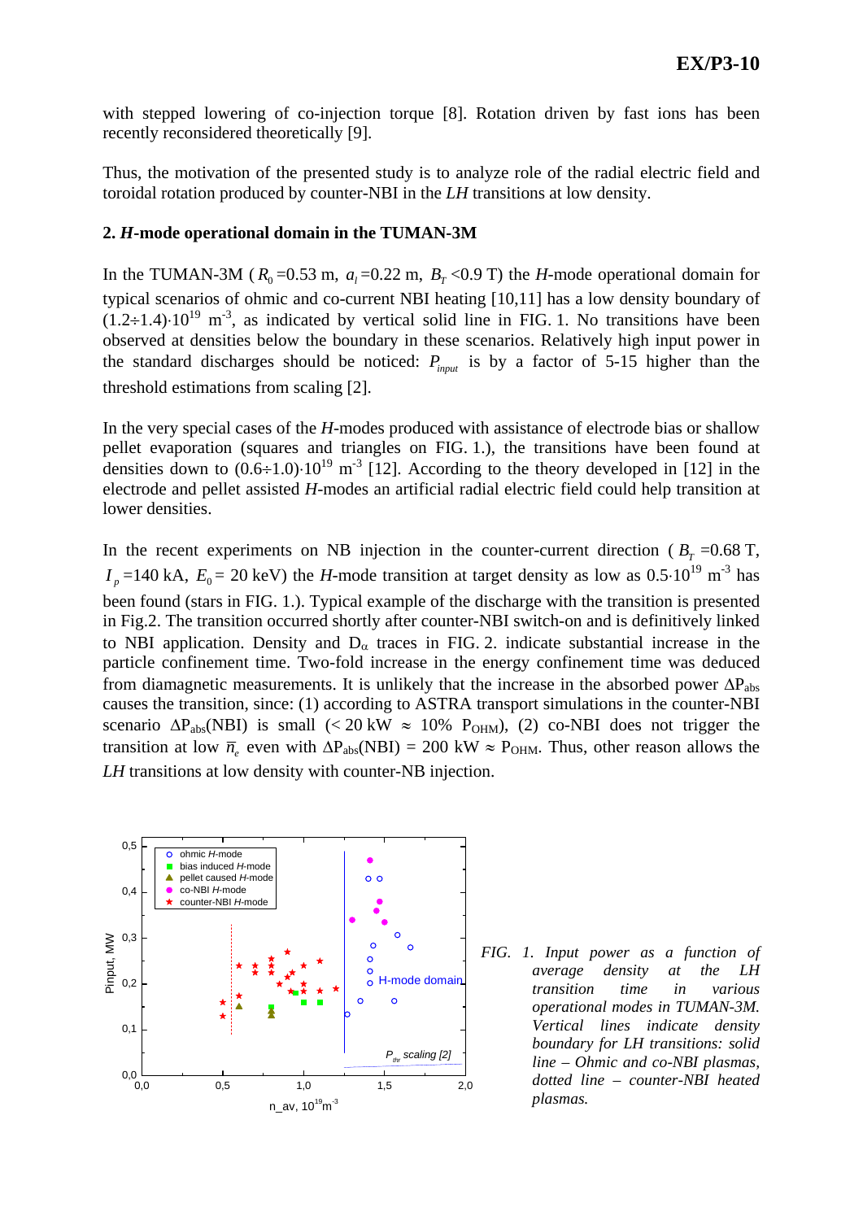with stepped lowering of co-injection torque [8]. Rotation driven by fast ions has been recently reconsidered theoretically [9].

Thus, the motivation of the presented study is to analyze role of the radial electric field and toroidal rotation produced by counter-NBI in the *LH* transitions at low density.

## 2. *H*-mode operational domain in the TUMAN-3M

In the TUMAN-3M ( $R_0$ =0.53 m, $a_l$ =0.22 m, $B_T$ <0.9 T) the *H*-mode operational domain for typical scenarios of ohmic and co-current NBI heating [10,11] has a low density boundary of $(1.2\div1.4)\cdot10^{19}$ m$^{-3}$, as indicated by vertical solid line in FIG. 1. No transitions have been observed at densities below the boundary in these scenarios. Relatively high input power in the standard discharges should be noticed: $P_{input}$ is by a factor of 5-15 higher than the threshold estimations from scaling [2].

In the very special cases of the *H*-modes produced with assistance of electrode bias or shallow pellet evaporation (squares and triangles on FIG. 1.), the transitions have been found at densities down to $(0.6\div1.0)\cdot10^{19}$ m$^{-3}$ [12]. According to the theory developed in [12] in the electrode and pellet assisted *H*-modes an artificial radial electric field could help transition at lower densities.

In the recent experiments on NB injection in the counter-current direction ( $B_T$ =0.68 T, $I_p$ =140 kA, $E_0$ = 20 keV) the *H*-mode transition at target density as low as $0.5\cdot10^{19}$ m$^{-3}$ has been found (stars in FIG. 1.). Typical example of the discharge with the transition is presented in Fig.2. The transition occurred shortly after counter-NBI switch-on and is definitively linked to NBI application. Density and $D_\alpha$ traces in FIG. 2. indicate substantial increase in the particle confinement time. Two-fold increase in the energy confinement time was deduced from diamagnetic measurements. It is unlikely that the increase in the absorbed power $\Delta P_{abs}$ causes the transition, since: (1) according to ASTRA transport simulations in the counter-NBI scenario $\Delta P_{abs}$(NBI) is small (< 20 kW $\approx$ 10% $P_{OHM}$), (2) co-NBI does not trigger the transition at low $\bar{n}_e$ even with $\Delta P_{abs}$(NBI) = 200 kW $\approx$ $P_{OHM}$. Thus, other reason allows the *LH* transitions at low density with counter-NB injection.

*FIG. 1. Input power as a function of average density at the LH transition time in various operational modes in TUMAN-3M. Vertical lines indicate density boundary for LH transitions: solid line – Ohmic and co-NBI plasmas, dotted line – counter-NBI heated plasmas.*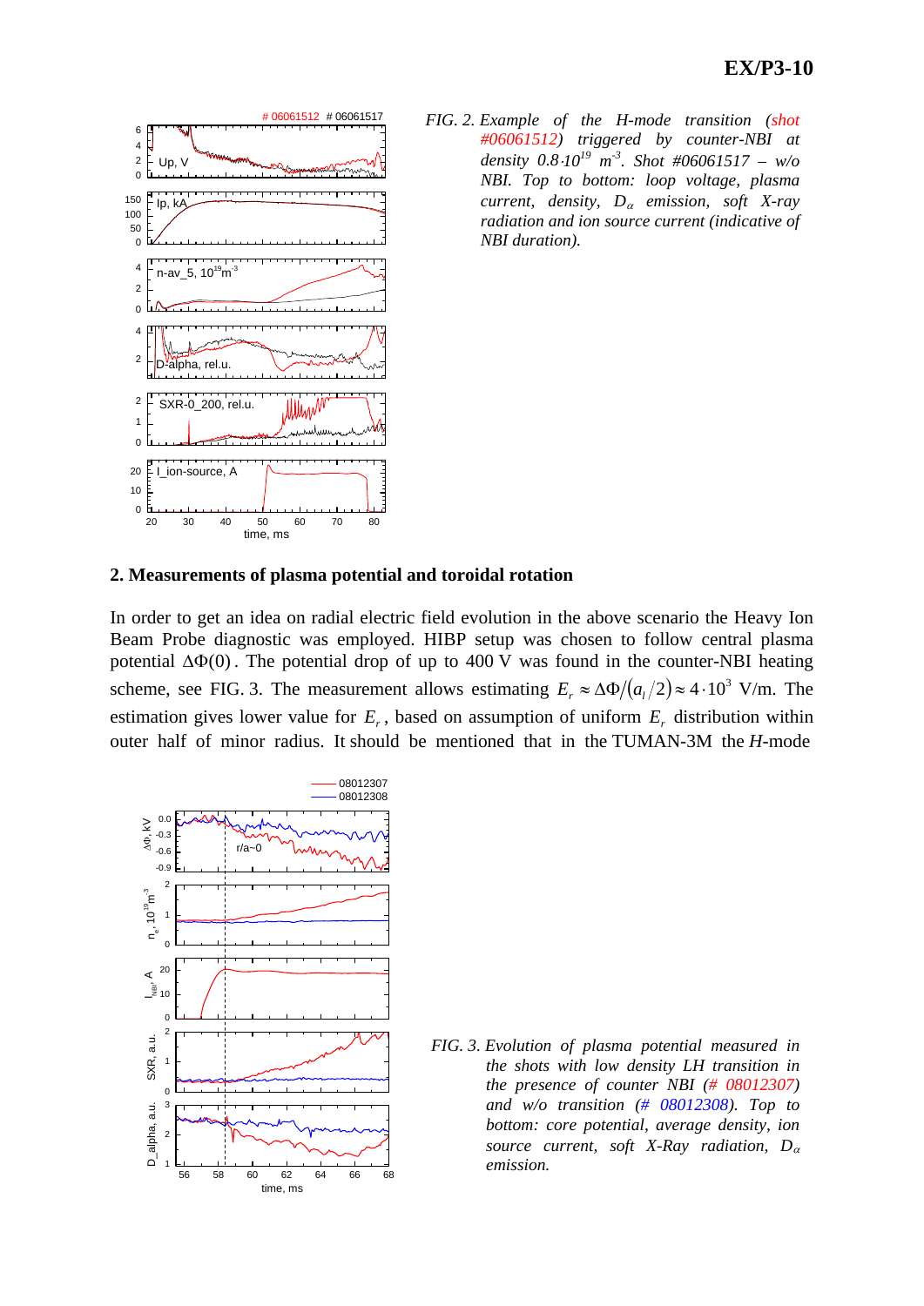*FIG. 2. Example of the H-mode transition (shot #06061512) triggered by counter-NBI at density $0.8\cdot10^{19}$ $m^{-3}$. Shot #06061517 – w/o NBI. Top to bottom: loop voltage, plasma current, density, $D_\alpha$ emission, soft X-ray radiation and ion source current (indicative of NBI duration).*

## 2. Measurements of plasma potential and toroidal rotation

In order to get an idea on radial electric field evolution in the above scenario the Heavy Ion Beam Probe diagnostic was employed. HIBP setup was chosen to follow central plasma potential $\Delta\Phi(0)$. The potential drop of up to 400 V was found in the counter-NBI heating scheme, see FIG. 3. The measurement allows estimating $E_r \approx \Delta\Phi/(a_l/2) \approx 4\cdot10^3$ V/m. The estimation gives lower value for $E_r$, based on assumption of uniform $E_r$ distribution within outer half of minor radius. It should be mentioned that in the TUMAN-3M the *H*-mode

*FIG. 3. Evolution of plasma potential measured in the shots with low density LH transition in the presence of counter NBI (# 08012307) and w/o transition (# 08012308). Top to bottom: core potential, average density, ion source current, soft X-Ray radiation, $D_\alpha$ emission.*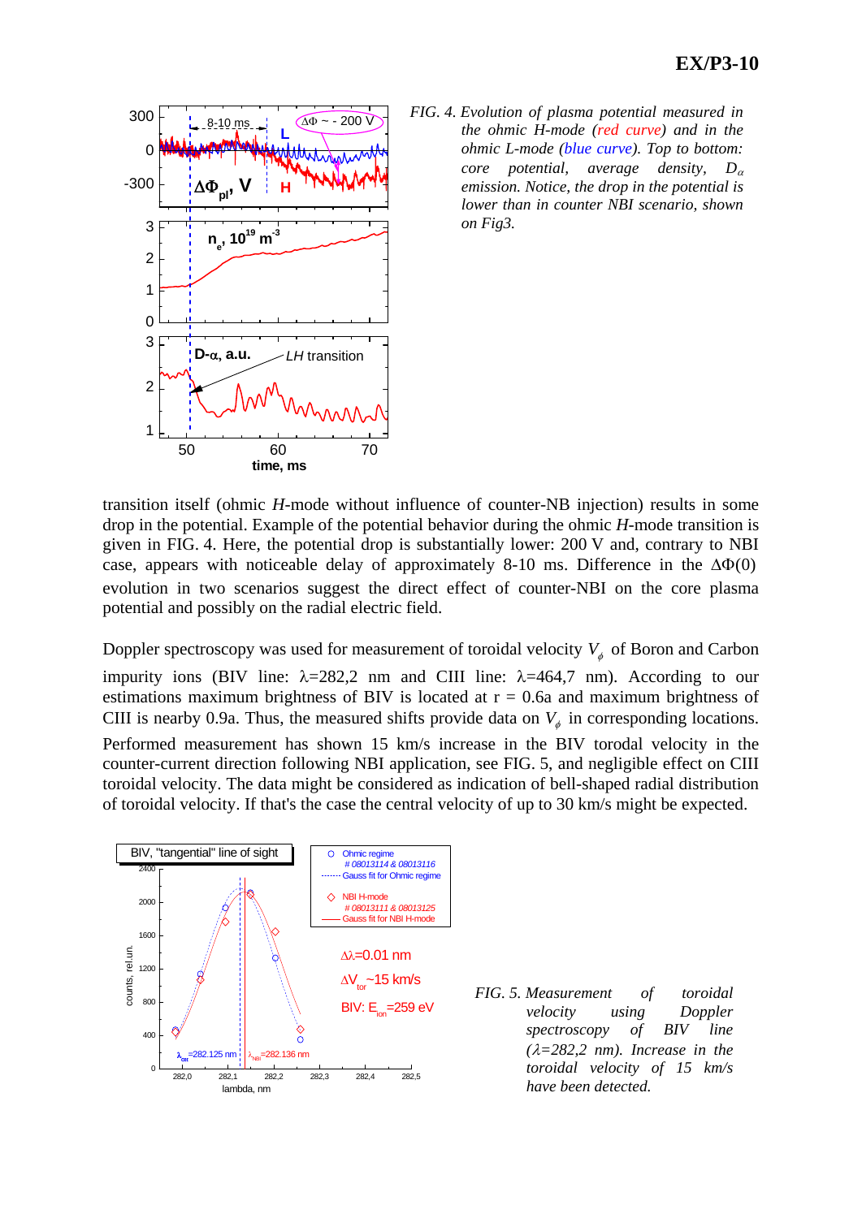*FIG. 4. Evolution of plasma potential measured in the ohmic H-mode (red curve) and in the ohmic L-mode (blue curve). Top to bottom: core potential, average density, $D_\alpha$ emission. Notice, the drop in the potential is lower than in counter NBI scenario, shown on Fig3.*

transition itself (ohmic *H*-mode without influence of counter-NB injection) results in some drop in the potential. Example of the potential behavior during the ohmic *H*-mode transition is given in FIG. 4. Here, the potential drop is substantially lower: 200 V and, contrary to NBI case, appears with noticeable delay of approximately 8-10 ms. Difference in the $\Delta\Phi(0)$ evolution in two scenarios suggest the direct effect of counter-NBI on the core plasma potential and possibly on the radial electric field.

Doppler spectroscopy was used for measurement of toroidal velocity $V_\phi$ of Boron and Carbon impurity ions (BIV line: $\lambda$=282,2 nm and CIII line: $\lambda$=464,7 nm). According to our estimations maximum brightness of BIV is located at r = 0.6a and maximum brightness of CIII is nearby 0.9a. Thus, the measured shifts provide data on $V_\phi$ in corresponding locations. Performed measurement has shown 15 km/s increase in the BIV torodal velocity in the counter-current direction following NBI application, see FIG. 5, and negligible effect on CIII toroidal velocity. The data might be considered as indication of bell-shaped radial distribution of toroidal velocity. If that's the case the central velocity of up to 30 km/s might be expected.

*FIG. 5. Measurement of toroidal velocity using Doppler spectroscopy of BIV line ($\lambda$=282,2 nm). Increase in the toroidal velocity of 15 km/s have been detected.*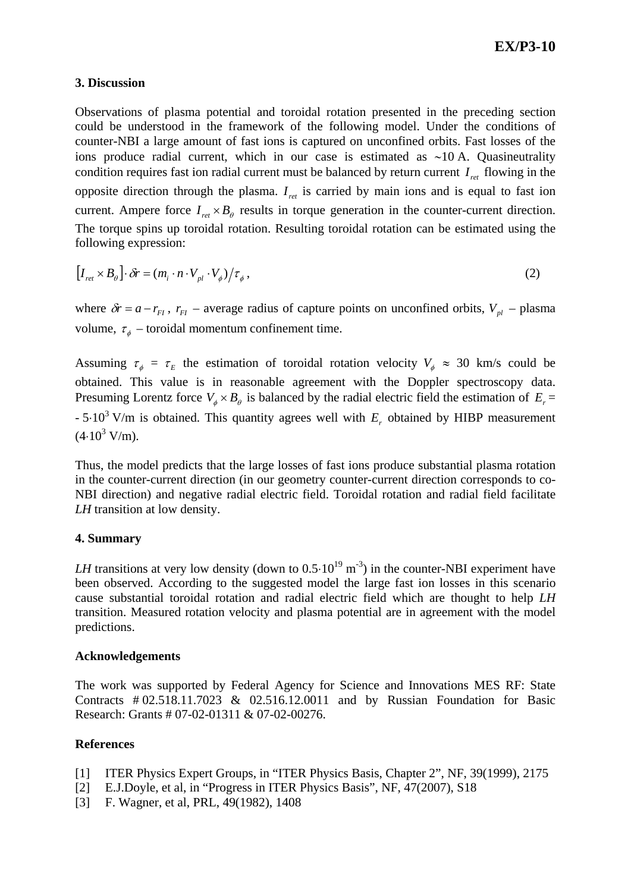### 3. Discussion

Observations of plasma potential and toroidal rotation presented in the preceding section could be understood in the framework of the following model. Under the conditions of counter-NBI a large amount of fast ions is captured on unconfined orbits. Fast losses of the ions produce radial current, which in our case is estimated as ~10 A. Quasineutrality condition requires fast ion radial current must be balanced by return current $I_{ret}$ flowing in the opposite direction through the plasma. $I_{ret}$ is carried by main ions and is equal to fast ion current. Ampere force $I_{ret} \times B_\theta$ results in torque generation in the counter-current direction. The torque spins up toroidal rotation. Resulting toroidal rotation can be estimated using the following expression:

$$\left[I_{ret} \times B_\theta\right] \cdot \delta r = (m_i \cdot n \cdot V_{pl} \cdot V_\phi) / \tau_\phi \,, \tag{2}$$

where $\delta r = a - r_{FI}$, $r_{FI}$ – average radius of capture points on unconfined orbits, $V_{pl}$ – plasma volume, $\tau_\phi$ – toroidal momentum confinement time.

Assuming $\tau_\phi = \tau_E$ the estimation of toroidal rotation velocity $V_\phi \approx 30$ km/s could be obtained. This value is in reasonable agreement with the Doppler spectroscopy data. Presuming Lorentz force $V_\phi \times B_\theta$ is balanced by the radial electric field the estimation of $E_r = -5{\cdot}10^3$ V/m is obtained. This quantity agrees well with $E_r$ obtained by HIBP measurement ($4{\cdot}10^3$ V/m).

Thus, the model predicts that the large losses of fast ions produce substantial plasma rotation in the counter-current direction (in our geometry counter-current direction corresponds to co-NBI direction) and negative radial electric field. Toroidal rotation and radial field facilitate *LH* transition at low density.

### 4. Summary

*LH* transitions at very low density (down to $0.5{\cdot}10^{19}$ m$^{-3}$) in the counter-NBI experiment have been observed. According to the suggested model the large fast ion losses in this scenario cause substantial toroidal rotation and radial electric field which are thought to help *LH* transition. Measured rotation velocity and plasma potential are in agreement with the model predictions.

### Acknowledgements

The work was supported by Federal Agency for Science and Innovations MES RF: State Contracts # 02.518.11.7023 & 02.516.12.0011 and by Russian Foundation for Basic Research: Grants # 07-02-01311 & 07-02-00276.

### References

[1] ITER Physics Expert Groups, in "ITER Physics Basis, Chapter 2", NF, 39(1999), 2175

[2] E.J.Doyle, et al, in "Progress in ITER Physics Basis", NF, 47(2007), S18

[3] F. Wagner, et al, PRL, 49(1982), 1408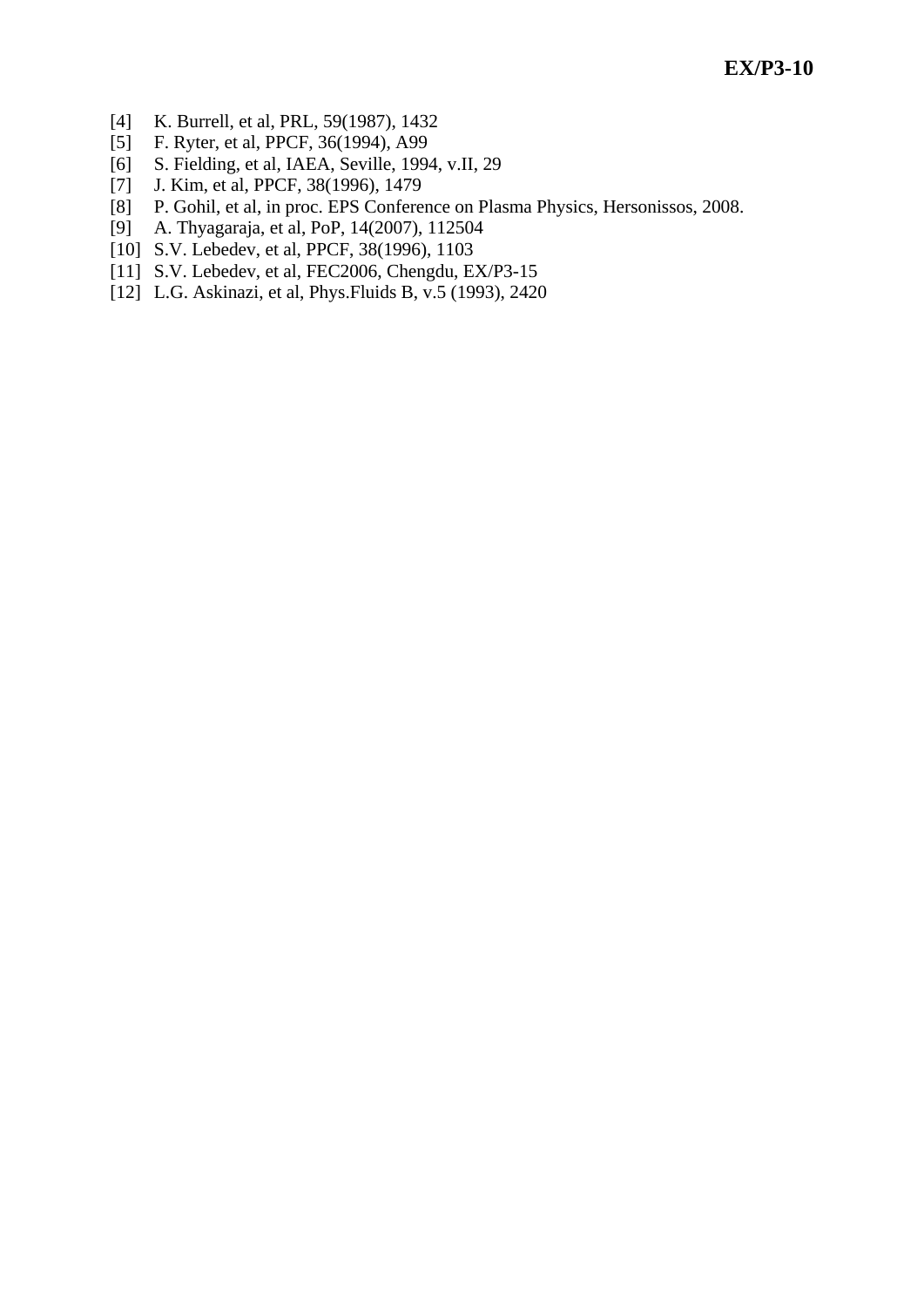[4] K. Burrell, et al, PRL, 59(1987), 1432
[5] F. Ryter, et al, PPCF, 36(1994), A99
[6] S. Fielding, et al, IAEA, Seville, 1994, v.II, 29
[7] J. Kim, et al, PPCF, 38(1996), 1479
[8] P. Gohil, et al, in proc. EPS Conference on Plasma Physics, Hersonissos, 2008.
[9] A. Thyagaraja, et al, PoP, 14(2007), 112504
[10] S.V. Lebedev, et al, PPCF, 38(1996), 1103
[11] S.V. Lebedev, et al, FEC2006, Chengdu, EX/P3-15
[12] L.G. Askinazi, et al, Phys.Fluids B, v.5 (1993), 2420